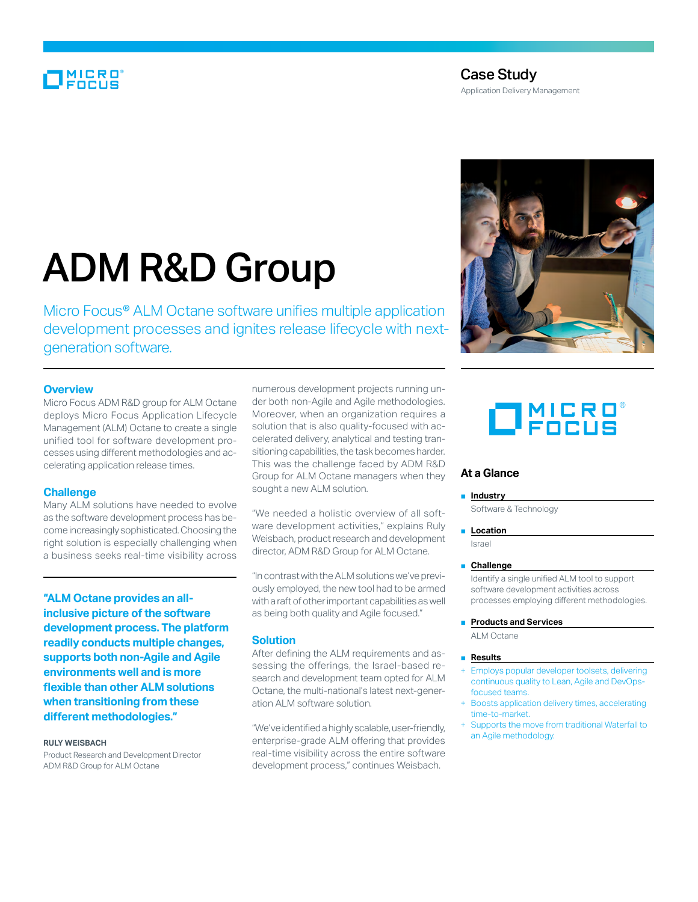Case Study

Application Delivery Management

# ADM R&D Group

Micro Focus® ALM Octane software unifies multiple application development processes and ignites release lifecycle with next-generation software.

## Overview

Micro Focus ADM R&D group for ALM Octane deploys Micro Focus Application Lifecycle Management (ALM) Octane to create a single unified tool for software development processes using different methodologies and accelerating application release times.

## Challenge

Many ALM solutions have needed to evolve as the software development process has become increasingly sophisticated. Choosing the right solution is especially challenging when a business seeks real-time visibility across numerous development projects running under both non-Agile and Agile methodologies. Moreover, when an organization requires a solution that is also quality-focused with accelerated delivery, analytical and testing transitioning capabilities, the task becomes harder. This was the challenge faced by ADM R&D Group for ALM Octane managers when they sought a new ALM solution.

"We needed a holistic overview of all software development activities," explains Ruly Weisbach, product research and development director, ADM R&D Group for ALM Octane.

"In contrast with the ALM solutions we've previously employed, the new tool had to be armed with a raft of other important capabilities as well as being both quality and Agile focused."

**"ALM Octane provides an all-inclusive picture of the software development process. The platform readily conducts multiple changes, supports both non-Agile and Agile environments well and is more flexible than other ALM solutions when transitioning from these different methodologies."**

**RULY WEISBACH**
Product Research and Development Director
ADM R&D Group for ALM Octane

## Solution

After defining the ALM requirements and assessing the offerings, the Israel-based research and development team opted for ALM Octane, the multi-national's latest next-generation ALM software solution.

"We've identified a highly scalable, user-friendly, enterprise-grade ALM offering that provides real-time visibility across the entire software development process," continues Weisbach.

## At a Glance

**Industry**

Software & Technology

**Location**

Israel

**Challenge**

Identify a single unified ALM tool to support software development activities across processes employing different methodologies.

**Products and Services**

ALM Octane

**Results**

- Employs popular developer toolsets, delivering continuous quality to Lean, Agile and DevOps-focused teams.
- Boosts application delivery times, accelerating time-to-market.
- Supports the move from traditional Waterfall to an Agile methodology.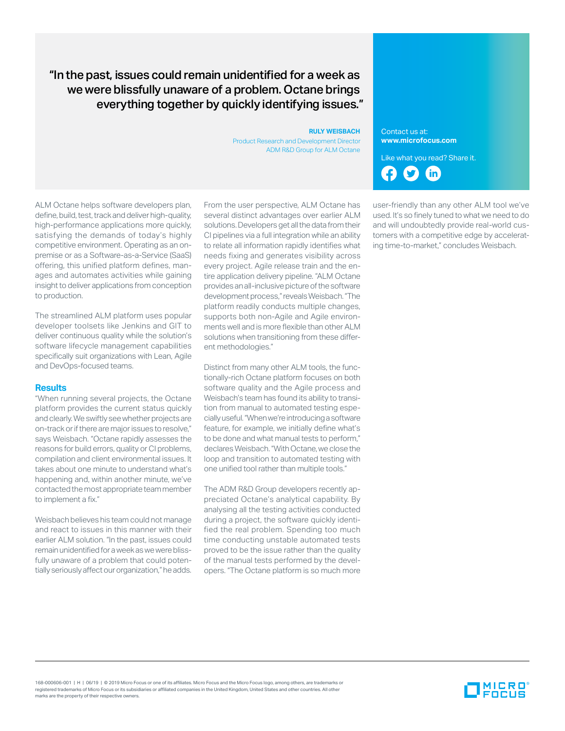> "In the past, issues could remain unidentified for a week as we were blissfully unaware of a problem. Octane brings everything together by quickly identifying issues."
>
> **RULY WEISBACH**
> Product Research and Development Director
> ADM R&D Group for ALM Octane

Contact us at:
**www.microfocus.com**

Like what you read? Share it.

ALM Octane helps software developers plan, define, build, test, track and deliver high-quality, high-performance applications more quickly, satisfying the demands of today's highly competitive environment. Operating as an on-premise or as a Software-as-a-Service (SaaS) offering, this unified platform defines, manages and automates activities while gaining insight to deliver applications from conception to production.

The streamlined ALM platform uses popular developer toolsets like Jenkins and GIT to deliver continuous quality while the solution's software lifecycle management capabilities specifically suit organizations with Lean, Agile and DevOps-focused teams.

## Results

"When running several projects, the Octane platform provides the current status quickly and clearly. We swiftly see whether projects are on-track or if there are major issues to resolve," says Weisbach. "Octane rapidly assesses the reasons for build errors, quality or CI problems, compilation and client environmental issues. It takes about one minute to understand what's happening and, within another minute, we've contacted the most appropriate team member to implement a fix."

Weisbach believes his team could not manage and react to issues in this manner with their earlier ALM solution. "In the past, issues could remain unidentified for a week as we were blissfully unaware of a problem that could potentially seriously affect our organization," he adds.

From the user perspective, ALM Octane has several distinct advantages over earlier ALM solutions. Developers get all the data from their CI pipelines via a full integration while an ability to relate all information rapidly identifies what needs fixing and generates visibility across every project. Agile release train and the entire application delivery pipeline. "ALM Octane provides an all-inclusive picture of the software development process," reveals Weisbach. "The platform readily conducts multiple changes, supports both non-Agile and Agile environments well and is more flexible than other ALM solutions when transitioning from these different methodologies."

Distinct from many other ALM tools, the functionally-rich Octane platform focuses on both software quality and the Agile process and Weisbach's team has found its ability to transition from manual to automated testing especially useful. "When we're introducing a software feature, for example, we initially define what's to be done and what manual tests to perform," declares Weisbach. "With Octane, we close the loop and transition to automated testing with one unified tool rather than multiple tools."

The ADM R&D Group developers recently appreciated Octane's analytical capability. By analysing all the testing activities conducted during a project, the software quickly identified the real problem. Spending too much time conducting unstable automated tests proved to be the issue rather than the quality of the manual tests performed by the developers. "The Octane platform is so much more user-friendly than any other ALM tool we've used. It's so finely tuned to what we need to do and will undoubtedly provide real-world customers with a competitive edge by accelerating time-to-market," concludes Weisbach.

168-000606-001 | H | 06/19 | © 2019 Micro Focus or one of its affiliates. Micro Focus and the Micro Focus logo, among others, are trademarks or registered trademarks of Micro Focus or its subsidiaries or affiliated companies in the United Kingdom, United States and other countries. All other marks are the property of their respective owners.